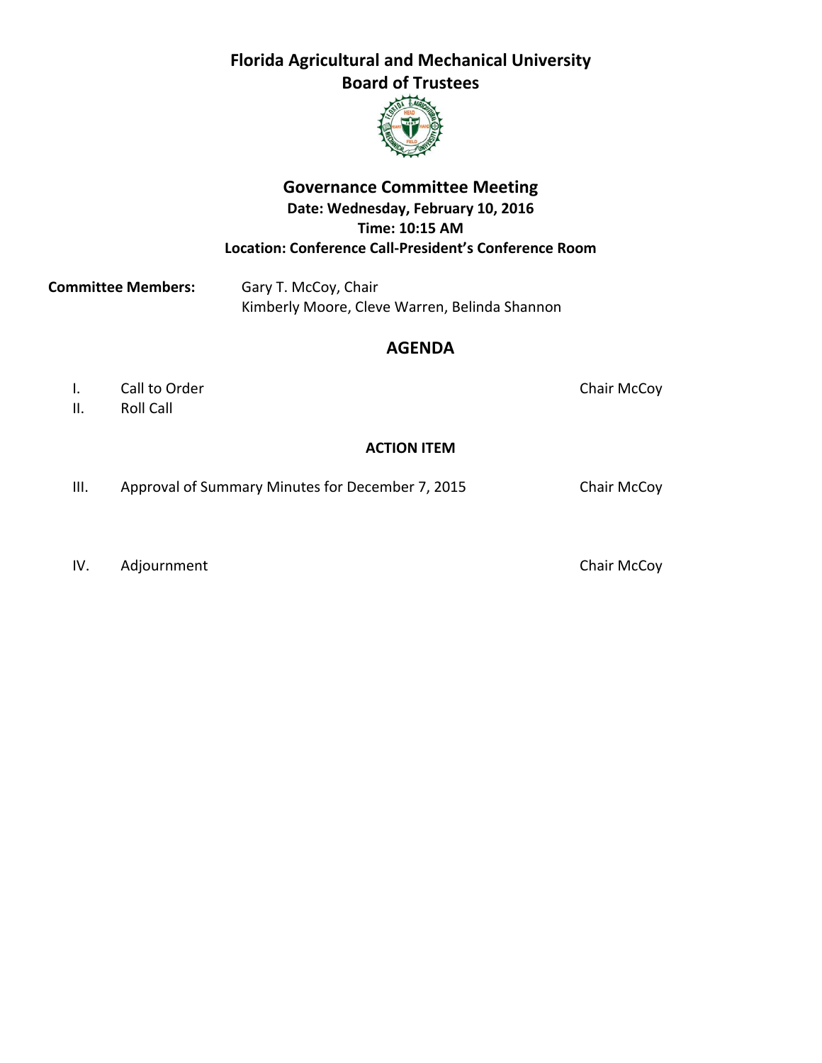# Florida Agricultural and Mechanical University
## Board of Trustees

## Governance Committee Meeting

**Date: Wednesday, February 10, 2016**
**Time: 10:15 AM**
**Location: Conference Call-President's Conference Room**

**Committee Members:** Gary T. McCoy, Chair
Kimberly Moore, Cleve Warren, Belinda Shannon

## AGENDA

I. Call to Order — Chair McCoy

II. Roll Call

**ACTION ITEM**

III. Approval of Summary Minutes for December 7, 2015 — Chair McCoy

IV. Adjournment — Chair McCoy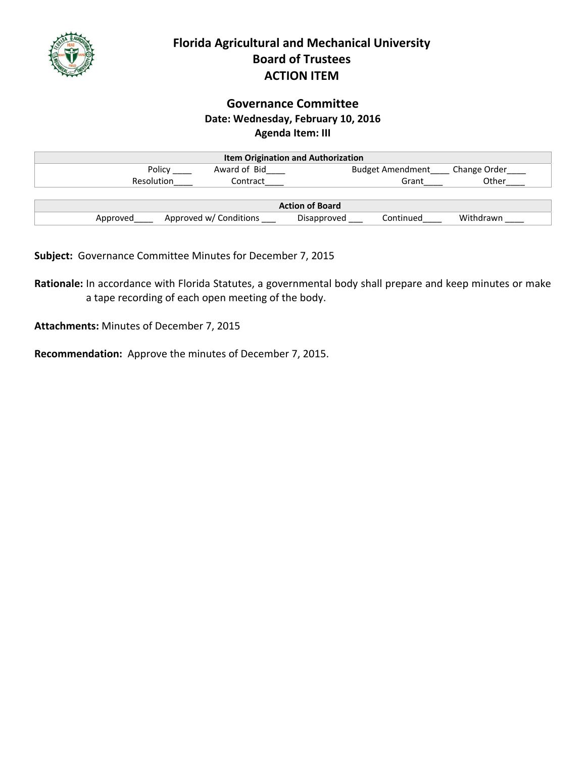# Florida Agricultural and Mechanical University
## Board of Trustees
## ACTION ITEM

### Governance Committee
**Date: Wednesday, February 10, 2016**
**Agenda Item: III**

| Item Origination and Authorization | | | | | | | |
|---|---|---|---|---|---|---|---|
| Policy ____ | Award of Bid____ | Budget Amendment____ | Change Order____ | Resolution____ | Contract____ | Grant____ | Other____ |

| Action of Board | | | | |
|---|---|---|---|---|
| Approved____ | Approved w/ Conditions ___ | Disapproved ___ | Continued____ | Withdrawn ____ |

**Subject:** Governance Committee Minutes for December 7, 2015

**Rationale:** In accordance with Florida Statutes, a governmental body shall prepare and keep minutes or make a tape recording of each open meeting of the body.

**Attachments:** Minutes of December 7, 2015

**Recommendation:** Approve the minutes of December 7, 2015.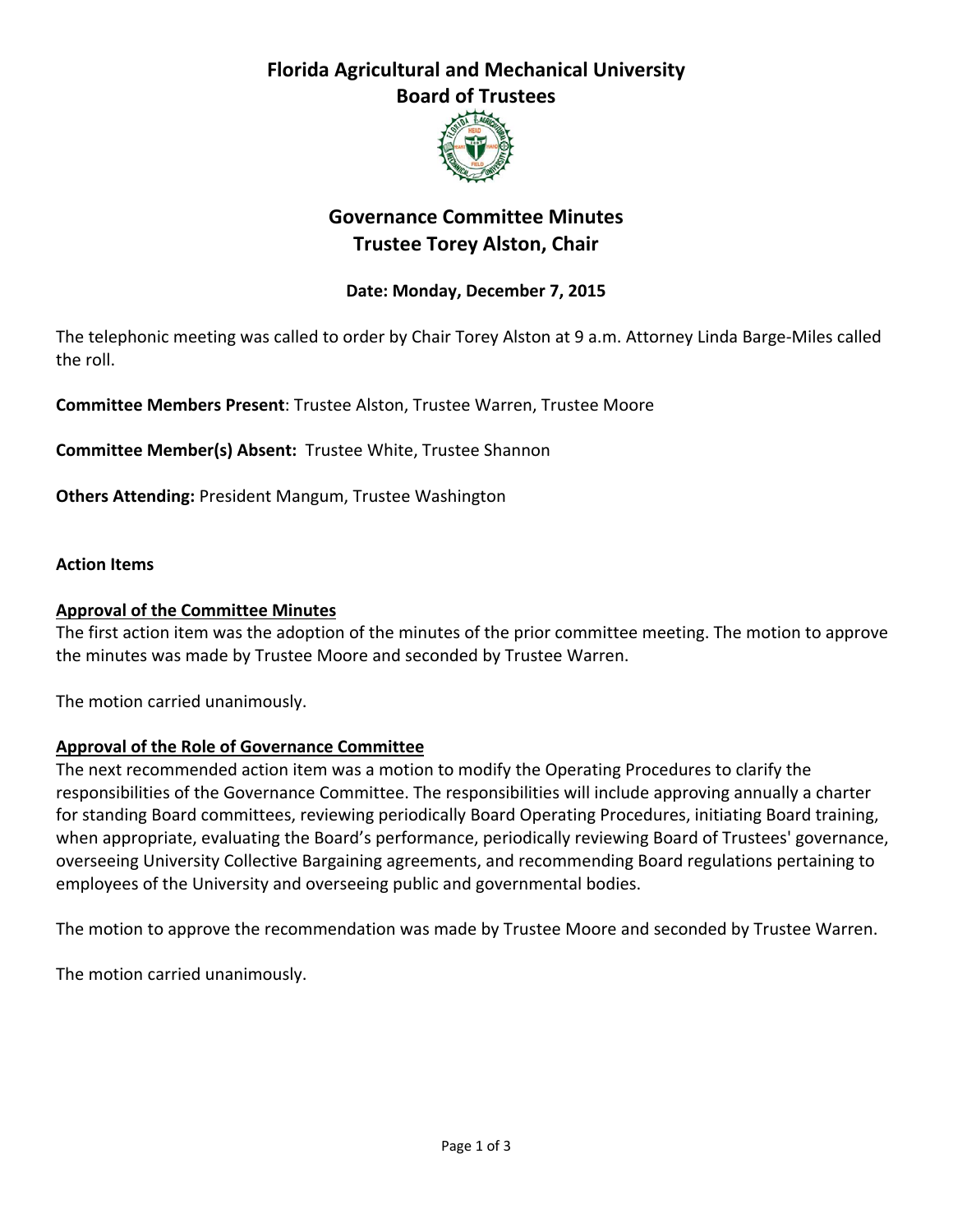# Florida Agricultural and Mechanical University
# Board of Trustees

## Governance Committee Minutes
## Trustee Torey Alston, Chair

### Date: Monday, December 7, 2015

The telephonic meeting was called to order by Chair Torey Alston at 9 a.m. Attorney Linda Barge-Miles called the roll.

**Committee Members Present**: Trustee Alston, Trustee Warren, Trustee Moore

**Committee Member(s) Absent:** Trustee White, Trustee Shannon

**Others Attending:** President Mangum, Trustee Washington

**Action Items**

**Approval of the Committee Minutes**

The first action item was the adoption of the minutes of the prior committee meeting. The motion to approve the minutes was made by Trustee Moore and seconded by Trustee Warren.

The motion carried unanimously.

**Approval of the Role of Governance Committee**

The next recommended action item was a motion to modify the Operating Procedures to clarify the responsibilities of the Governance Committee. The responsibilities will include approving annually a charter for standing Board committees, reviewing periodically Board Operating Procedures, initiating Board training, when appropriate, evaluating the Board's performance, periodically reviewing Board of Trustees' governance, overseeing University Collective Bargaining agreements, and recommending Board regulations pertaining to employees of the University and overseeing public and governmental bodies.

The motion to approve the recommendation was made by Trustee Moore and seconded by Trustee Warren.

The motion carried unanimously.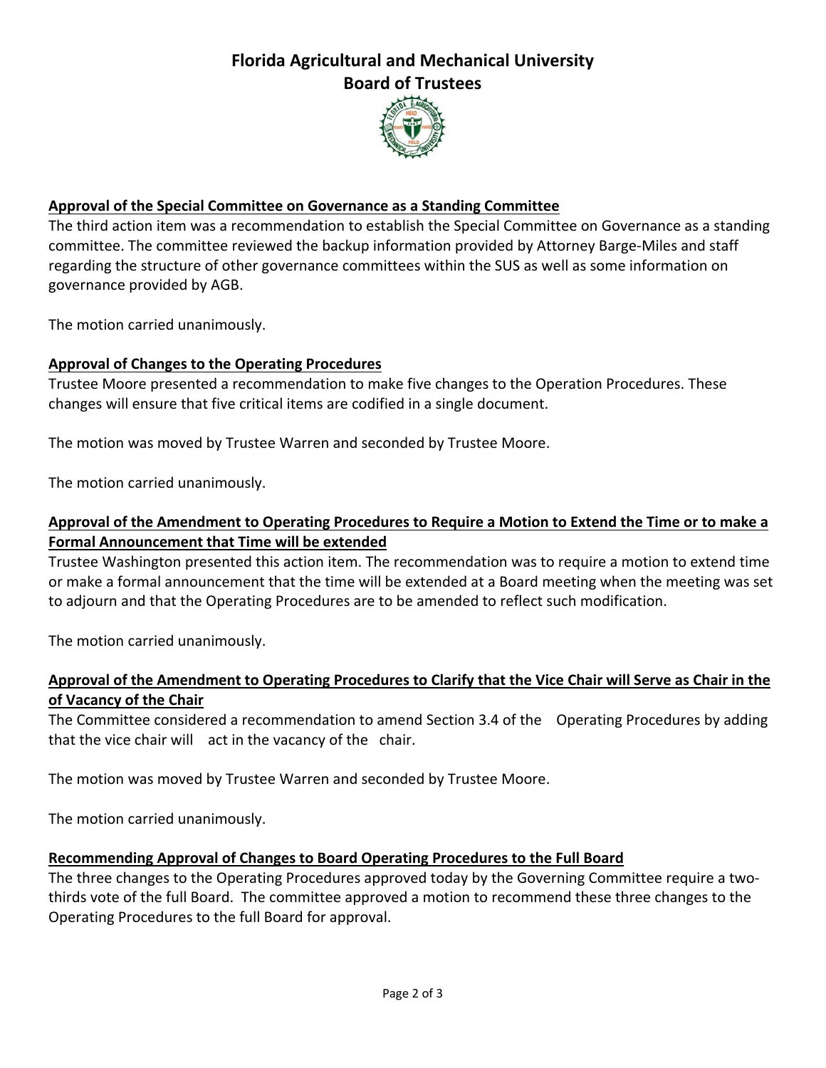# Florida Agricultural and Mechanical University
## Board of Trustees

**Approval of the Special Committee on Governance as a Standing Committee**

The third action item was a recommendation to establish the Special Committee on Governance as a standing committee. The committee reviewed the backup information provided by Attorney Barge-Miles and staff regarding the structure of other governance committees within the SUS as well as some information on governance provided by AGB.

The motion carried unanimously.

**Approval of Changes to the Operating Procedures**

Trustee Moore presented a recommendation to make five changes to the Operation Procedures. These changes will ensure that five critical items are codified in a single document.

The motion was moved by Trustee Warren and seconded by Trustee Moore.

The motion carried unanimously.

**Approval of the Amendment to Operating Procedures to Require a Motion to Extend the Time or to make a Formal Announcement that Time will be extended**

Trustee Washington presented this action item. The recommendation was to require a motion to extend time or make a formal announcement that the time will be extended at a Board meeting when the meeting was set to adjourn and that the Operating Procedures are to be amended to reflect such modification.

The motion carried unanimously.

**Approval of the Amendment to Operating Procedures to Clarify that the Vice Chair will Serve as Chair in the of Vacancy of the Chair**

The Committee considered a recommendation to amend Section 3.4 of the Operating Procedures by adding that the vice chair will act in the vacancy of the chair.

The motion was moved by Trustee Warren and seconded by Trustee Moore.

The motion carried unanimously.

**Recommending Approval of Changes to Board Operating Procedures to the Full Board**

The three changes to the Operating Procedures approved today by the Governing Committee require a two-thirds vote of the full Board. The committee approved a motion to recommend these three changes to the Operating Procedures to the full Board for approval.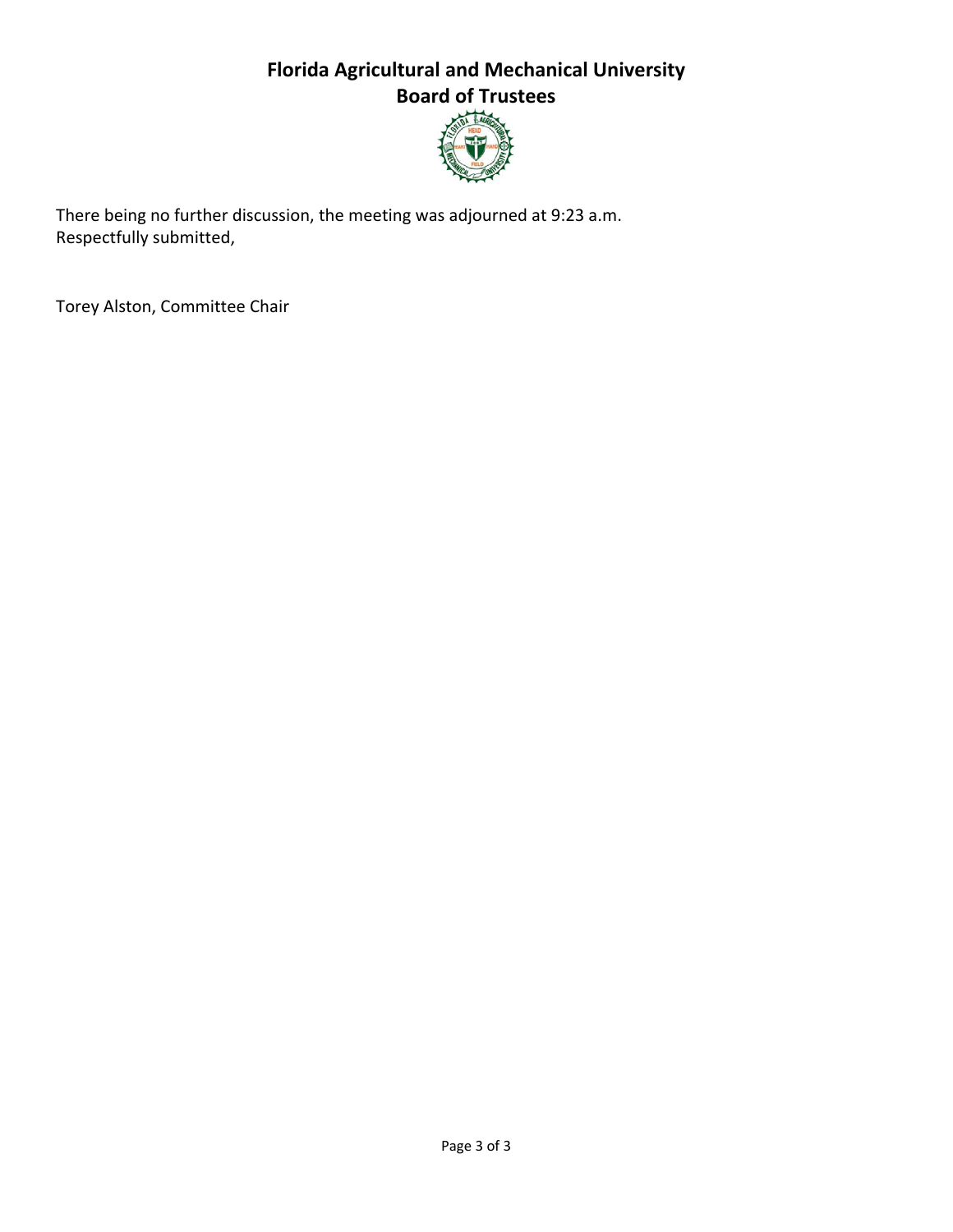# Florida Agricultural and Mechanical University
## Board of Trustees

There being no further discussion, the meeting was adjourned at 9:23 a.m.
Respectfully submitted,

Torey Alston, Committee Chair